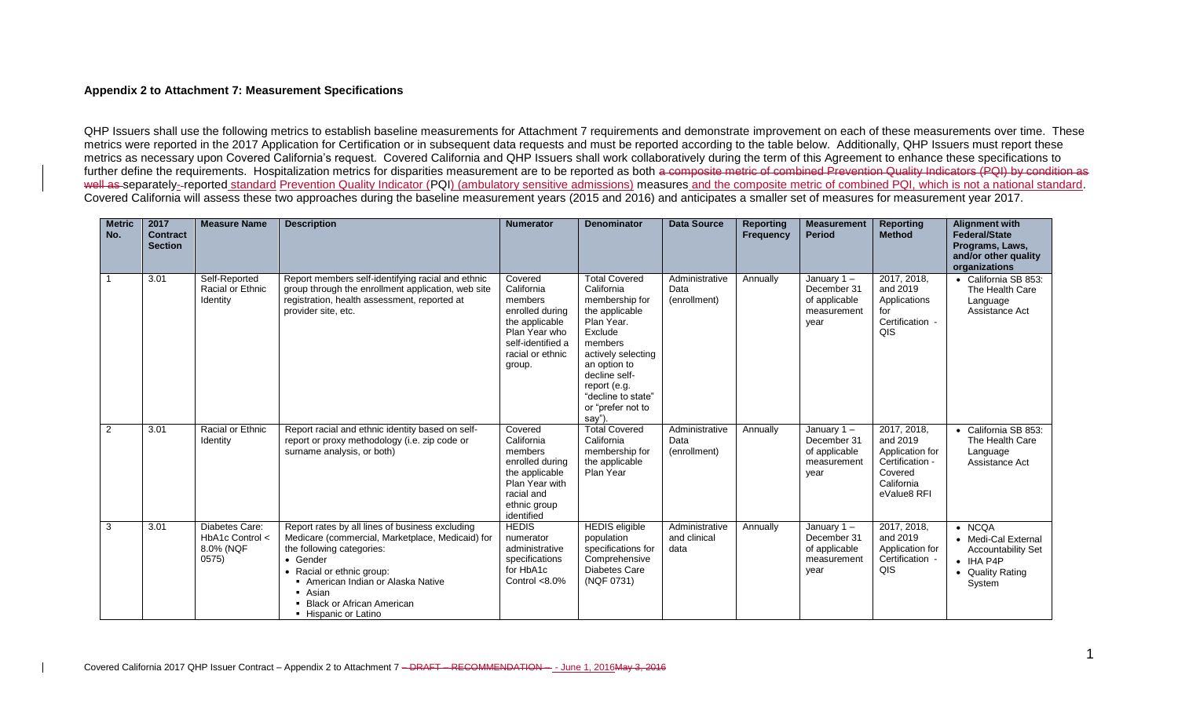## Appendix 2 to Attachment 7: Measurement Specifications

QHP Issuers shall use the following metrics to establish baseline measurements for Attachment 7 requirements and demonstrate improvement on each of these measurements over time. These metrics were reported in the 2017 Application for Certification or in subsequent data requests and must be reported according to the table below. Additionally, QHP Issuers must report these metrics as necessary upon Covered California's request. Covered California and QHP Issuers shall work collaboratively during the term of this Agreement to enhance these specifications to further define the requirements. Hospitalization metrics for disparities measurement are to be reported as both ~~a composite metric of combined Prevention Quality Indicators (PQI) by condition as well as~~ separately- reported standard Prevention Quality Indicator (PQI) (ambulatory sensitive admissions) measures and the composite metric of combined PQI, which is not a national standard. Covered California will assess these two approaches during the baseline measurement years (2015 and 2016) and anticipates a smaller set of measures for measurement year 2017.

| Metric No. | 2017 Contract Section | Measure Name | Description | Numerator | Denominator | Data Source | Reporting Frequency | Measurement Period | Reporting Method | Alignment with Federal/State Programs, Laws, and/or other quality organizations |
|---|---|---|---|---|---|---|---|---|---|---|
| 1 | 3.01 | Self-Reported Racial or Ethnic Identity | Report members self-identifying racial and ethnic group through the enrollment application, web site registration, health assessment, reported at provider site, etc. | Covered California members enrolled during the applicable Plan Year who self-identified a racial or ethnic group. | Total Covered California membership for the applicable Plan Year. Exclude members actively selecting an option to decline self-report (e.g. "decline to state" or "prefer not to say"). | Administrative Data (enrollment) | Annually | January 1 – December 31 of applicable measurement year | 2017, 2018, and 2019 Applications for Certification - QIS | • California SB 853: The Health Care Language Assistance Act |
| 2 | 3.01 | Racial or Ethnic Identity | Report racial and ethnic identity based on self-report or proxy methodology (i.e. zip code or surname analysis, or both) | Covered California members enrolled during the applicable Plan Year with racial and ethnic group identified | Total Covered California membership for the applicable Plan Year | Administrative Data (enrollment) | Annually | January 1 – December 31 of applicable measurement year | 2017, 2018, and 2019 Application for Certification - Covered California eValue8 RFI | • California SB 853: The Health Care Language Assistance Act |
| 3 | 3.01 | Diabetes Care: HbA1c Control < 8.0% (NQF 0575) | Report rates by all lines of business excluding Medicare (commercial, Marketplace, Medicaid) for the following categories:<br>• Gender<br>• Racial or ethnic group:<br>▪ American Indian or Alaska Native<br>▪ Asian<br>▪ Black or African American<br>▪ Hispanic or Latino | HEDIS numerator administrative specifications for HbA1c Control <8.0% | HEDIS eligible population specifications for Comprehensive Diabetes Care (NQF 0731) | Administrative and clinical data | Annually | January 1 – December 31 of applicable measurement year | 2017, 2018, and 2019 Application for Certification - QIS | • NCQA<br>• Medi-Cal External Accountability Set<br>• IHA P4P<br>• Quality Rating System |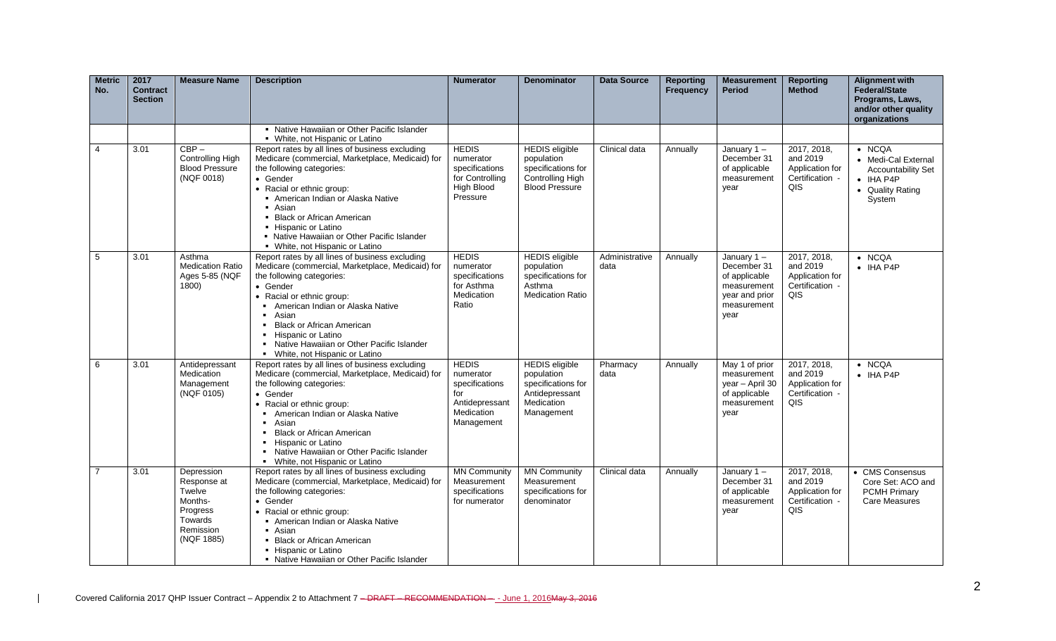| Metric No. | 2017 Contract Section | Measure Name | Description | Numerator | Denominator | Data Source | Reporting Frequency | Measurement Period | Reporting Method | Alignment with Federal/State Programs, Laws, and/or other quality organizations |
|---|---|---|---|---|---|---|---|---|---|---|
| | | | ▪ Native Hawaiian or Other Pacific Islander<br>▪ White, not Hispanic or Latino | | | | | | | |
| 4 | 3.01 | CBP – Controlling High Blood Pressure (NQF 0018) | Report rates by all lines of business excluding Medicare (commercial, Marketplace, Medicaid) for the following categories:<br>• Gender<br>• Racial or ethnic group:<br>▪ American Indian or Alaska Native<br>▪ Asian<br>▪ Black or African American<br>▪ Hispanic or Latino<br>▪ Native Hawaiian or Other Pacific Islander<br>▪ White, not Hispanic or Latino | HEDIS numerator specifications for Controlling High Blood Pressure | HEDIS eligible population specifications for Controlling High Blood Pressure | Clinical data | Annually | January 1 – December 31 of applicable measurement year | 2017, 2018, and 2019 Application for Certification - QIS | • NCQA<br>• Medi-Cal External Accountability Set<br>• IHA P4P<br>• Quality Rating System |
| 5 | 3.01 | Asthma Medication Ratio Ages 5-85 (NQF 1800) | Report rates by all lines of business excluding Medicare (commercial, Marketplace, Medicaid) for the following categories:<br>• Gender<br>• Racial or ethnic group:<br>▪ American Indian or Alaska Native<br>▪ Asian<br>▪ Black or African American<br>▪ Hispanic or Latino<br>▪ Native Hawaiian or Other Pacific Islander<br>▪ White, not Hispanic or Latino | HEDIS numerator specifications for Asthma Medication Ratio | HEDIS eligible population specifications for Asthma Medication Ratio | Administrative data | Annually | January 1 – December 31 of applicable measurement year and prior measurement year | 2017, 2018, and 2019 Application for Certification - QIS | • NCQA<br>• IHA P4P |
| 6 | 3.01 | Antidepressant Medication Management (NQF 0105) | Report rates by all lines of business excluding Medicare (commercial, Marketplace, Medicaid) for the following categories:<br>• Gender<br>• Racial or ethnic group:<br>▪ American Indian or Alaska Native<br>▪ Asian<br>▪ Black or African American<br>▪ Hispanic or Latino<br>▪ Native Hawaiian or Other Pacific Islander<br>▪ White, not Hispanic or Latino | HEDIS numerator specifications for Antidepressant Medication Management | HEDIS eligible population specifications for Antidepressant Medication Management | Pharmacy data | Annually | May 1 of prior measurement year – April 30 of applicable measurement year | 2017, 2018, and 2019 Application for Certification - QIS | • NCQA<br>• IHA P4P |
| 7 | 3.01 | Depression Response at Twelve Months- Progress Towards Remission (NQF 1885) | Report rates by all lines of business excluding Medicare (commercial, Marketplace, Medicaid) for the following categories:<br>• Gender<br>• Racial or ethnic group:<br>▪ American Indian or Alaska Native<br>▪ Asian<br>▪ Black or African American<br>▪ Hispanic or Latino<br>▪ Native Hawaiian or Other Pacific Islander | MN Community Measurement specifications for numerator | MN Community Measurement specifications for denominator | Clinical data | Annually | January 1 – December 31 of applicable measurement year | 2017, 2018, and 2019 Application for Certification - QIS | • CMS Consensus Core Set: ACO and PCMH Primary Care Measures |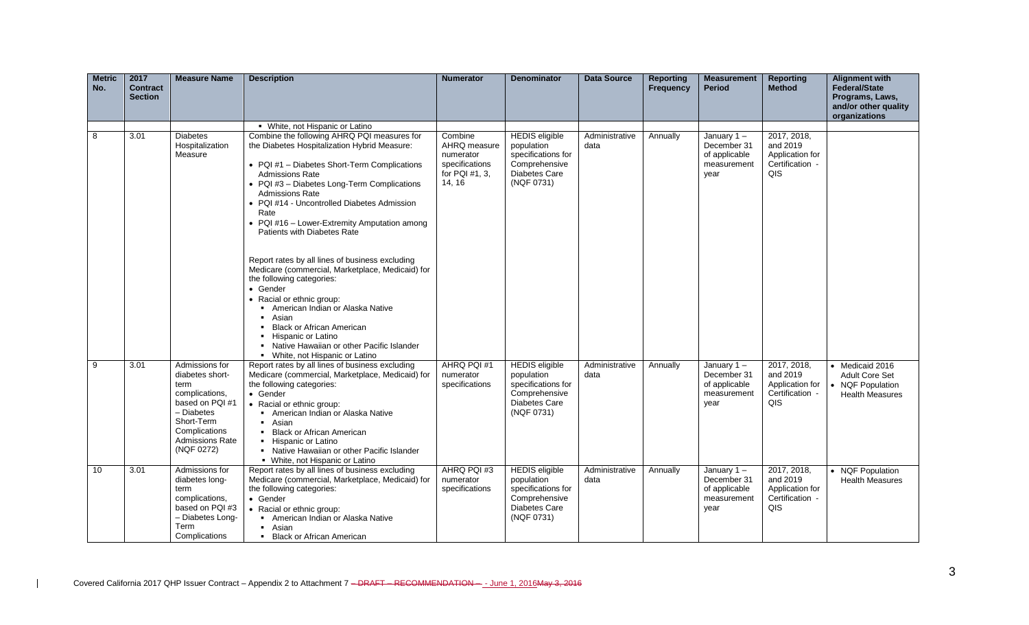| Metric No. | 2017 Contract Section | Measure Name | Description | Numerator | Denominator | Data Source | Reporting Frequency | Measurement Period | Reporting Method | Alignment with Federal/State Programs, Laws, and/or other quality organizations |
|---|---|---|---|---|---|---|---|---|---|---|
| | | | ▪ White, not Hispanic or Latino | | | | | | | |
| 8 | 3.01 | Diabetes Hospitalization Measure | Combine the following AHRQ PQI measures for the Diabetes Hospitalization Hybrid Measure:<br>• PQI #1 – Diabetes Short-Term Complications Admissions Rate<br>• PQI #3 – Diabetes Long-Term Complications Admissions Rate<br>• PQI #14 - Uncontrolled Diabetes Admission Rate<br>• PQI #16 – Lower-Extremity Amputation among Patients with Diabetes Rate<br><br>Report rates by all lines of business excluding Medicare (commercial, Marketplace, Medicaid) for the following categories:<br>• Gender<br>• Racial or ethnic group:<br>▪ American Indian or Alaska Native<br>▪ Asian<br>▪ Black or African American<br>▪ Hispanic or Latino<br>▪ Native Hawaiian or other Pacific Islander<br>▪ White, not Hispanic or Latino | Combine AHRQ measure numerator specifications for PQI #1, 3, 14, 16 | HEDIS eligible population specifications for Comprehensive Diabetes Care (NQF 0731) | Administrative data | Annually | January 1 – December 31 of applicable measurement year | 2017, 2018, and 2019 Application for Certification - QIS | |
| 9 | 3.01 | Admissions for diabetes short-term complications, based on PQI #1 – Diabetes Short-Term Complications Admissions Rate (NQF 0272) | Report rates by all lines of business excluding Medicare (commercial, Marketplace, Medicaid) for the following categories:<br>• Gender<br>• Racial or ethnic group:<br>▪ American Indian or Alaska Native<br>▪ Asian<br>▪ Black or African American<br>▪ Hispanic or Latino<br>▪ Native Hawaiian or other Pacific Islander<br>▪ White, not Hispanic or Latino | AHRQ PQI #1 numerator specifications | HEDIS eligible population specifications for Comprehensive Diabetes Care (NQF 0731) | Administrative data | Annually | January 1 – December 31 of applicable measurement year | 2017, 2018, and 2019 Application for Certification - QIS | • Medicaid 2016 Adult Core Set<br>• NQF Population Health Measures |
| 10 | 3.01 | Admissions for diabetes long-term complications, based on PQI #3 – Diabetes Long-Term Complications | Report rates by all lines of business excluding Medicare (commercial, Marketplace, Medicaid) for the following categories:<br>• Gender<br>• Racial or ethnic group:<br>▪ American Indian or Alaska Native<br>▪ Asian<br>▪ Black or African American | AHRQ PQI #3 numerator specifications | HEDIS eligible population specifications for Comprehensive Diabetes Care (NQF 0731) | Administrative data | Annually | January 1 – December 31 of applicable measurement year | 2017, 2018, and 2019 Application for Certification - QIS | • NQF Population Health Measures |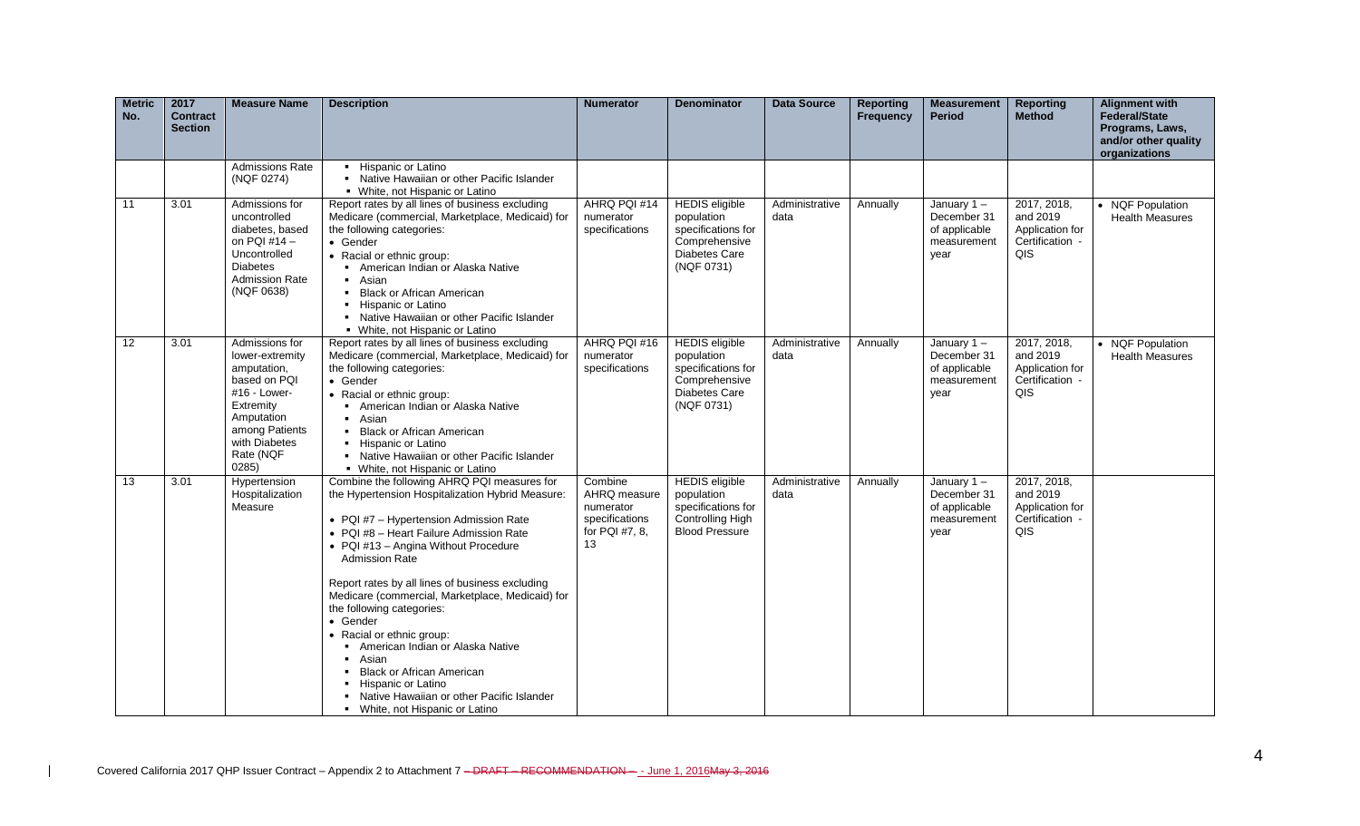| Metric No. | 2017 Contract Section | Measure Name | Description | Numerator | Denominator | Data Source | Reporting Frequency | Measurement Period | Reporting Method | Alignment with Federal/State Programs, Laws, and/or other quality organizations |
|---|---|---|---|---|---|---|---|---|---|---|
| | | Admissions Rate (NQF 0274) | ▪ Hispanic or Latino<br>▪ Native Hawaiian or other Pacific Islander<br>▪ White, not Hispanic or Latino | | | | | | | |
| 11 | 3.01 | Admissions for uncontrolled diabetes, based on PQI #14 – Uncontrolled Diabetes Admission Rate (NQF 0638) | Report rates by all lines of business excluding Medicare (commercial, Marketplace, Medicaid) for the following categories:<br>• Gender<br>• Racial or ethnic group:<br>▪ American Indian or Alaska Native<br>▪ Asian<br>▪ Black or African American<br>▪ Hispanic or Latino<br>▪ Native Hawaiian or other Pacific Islander<br>▪ White, not Hispanic or Latino | AHRQ PQI #14 numerator specifications | HEDIS eligible population specifications for Comprehensive Diabetes Care (NQF 0731) | Administrative data | Annually | January 1 – December 31 of applicable measurement year | 2017, 2018, and 2019 Application for Certification - QIS | • NQF Population Health Measures |
| 12 | 3.01 | Admissions for lower-extremity amputation, based on PQI #16 - Lower-Extremity Amputation among Patients with Diabetes Rate (NQF 0285) | Report rates by all lines of business excluding Medicare (commercial, Marketplace, Medicaid) for the following categories:<br>• Gender<br>• Racial or ethnic group:<br>▪ American Indian or Alaska Native<br>▪ Asian<br>▪ Black or African American<br>▪ Hispanic or Latino<br>▪ Native Hawaiian or other Pacific Islander<br>▪ White, not Hispanic or Latino | AHRQ PQI #16 numerator specifications | HEDIS eligible population specifications for Comprehensive Diabetes Care (NQF 0731) | Administrative data | Annually | January 1 – December 31 of applicable measurement year | 2017, 2018, and 2019 Application for Certification - QIS | • NQF Population Health Measures |
| 13 | 3.01 | Hypertension Hospitalization Measure | Combine the following AHRQ PQI measures for the Hypertension Hospitalization Hybrid Measure:<br>• PQI #7 – Hypertension Admission Rate<br>• PQI #8 – Heart Failure Admission Rate<br>• PQI #13 – Angina Without Procedure Admission Rate<br><br>Report rates by all lines of business excluding Medicare (commercial, Marketplace, Medicaid) for the following categories:<br>• Gender<br>• Racial or ethnic group:<br>▪ American Indian or Alaska Native<br>▪ Asian<br>▪ Black or African American<br>▪ Hispanic or Latino<br>▪ Native Hawaiian or other Pacific Islander<br>▪ White, not Hispanic or Latino | Combine AHRQ measure numerator specifications for PQI #7, 8, 13 | HEDIS eligible population specifications for Controlling High Blood Pressure | Administrative data | Annually | January 1 – December 31 of applicable measurement year | 2017, 2018, and 2019 Application for Certification - QIS | |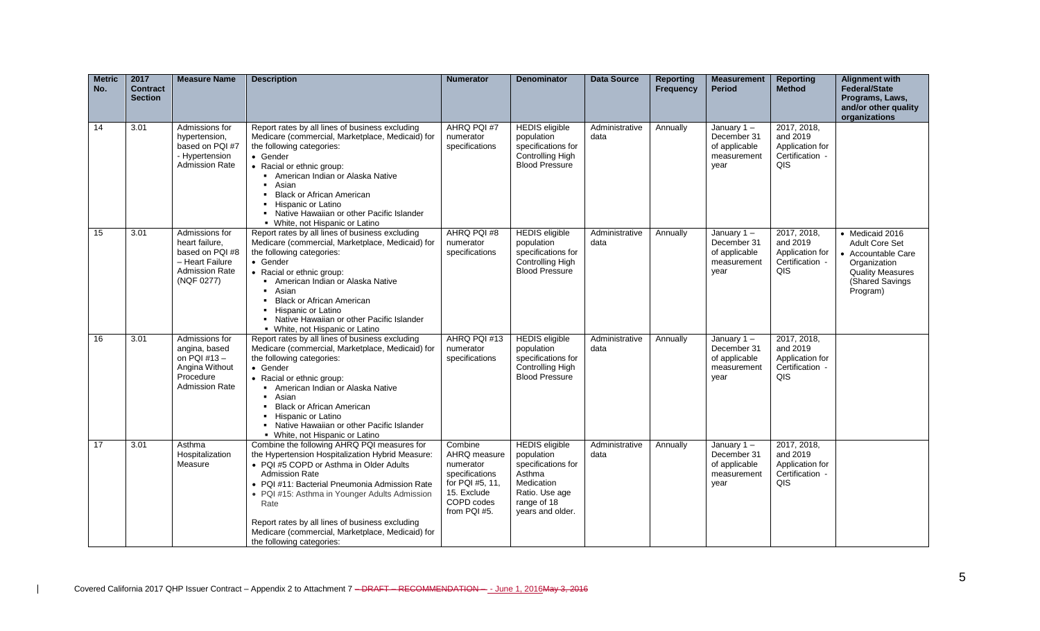| Metric No. | 2017 Contract Section | Measure Name | Description | Numerator | Denominator | Data Source | Reporting Frequency | Measurement Period | Reporting Method | Alignment with Federal/State Programs, Laws, and/or other quality organizations |
|---|---|---|---|---|---|---|---|---|---|---|
| 14 | 3.01 | Admissions for hypertension, based on PQI #7 - Hypertension Admission Rate | Report rates by all lines of business excluding Medicare (commercial, Marketplace, Medicaid) for the following categories:<br>• Gender<br>• Racial or ethnic group:<br>▪ American Indian or Alaska Native<br>▪ Asian<br>▪ Black or African American<br>▪ Hispanic or Latino<br>▪ Native Hawaiian or other Pacific Islander<br>▪ White, not Hispanic or Latino | AHRQ PQI #7 numerator specifications | HEDIS eligible population specifications for Controlling High Blood Pressure | Administrative data | Annually | January 1 – December 31 of applicable measurement year | 2017, 2018, and 2019 Application for Certification - QIS | |
| 15 | 3.01 | Admissions for heart failure, based on PQI #8 – Heart Failure Admission Rate (NQF 0277) | Report rates by all lines of business excluding Medicare (commercial, Marketplace, Medicaid) for the following categories:<br>• Gender<br>• Racial or ethnic group:<br>▪ American Indian or Alaska Native<br>▪ Asian<br>▪ Black or African American<br>▪ Hispanic or Latino<br>▪ Native Hawaiian or other Pacific Islander<br>▪ White, not Hispanic or Latino | AHRQ PQI #8 numerator specifications | HEDIS eligible population specifications for Controlling High Blood Pressure | Administrative data | Annually | January 1 – December 31 of applicable measurement year | 2017, 2018, and 2019 Application for Certification - QIS | • Medicaid 2016 Adult Core Set<br>• Accountable Care Organization Quality Measures (Shared Savings Program) |
| 16 | 3.01 | Admissions for angina, based on PQI #13 – Angina Without Procedure Admission Rate | Report rates by all lines of business excluding Medicare (commercial, Marketplace, Medicaid) for the following categories:<br>• Gender<br>• Racial or ethnic group:<br>▪ American Indian or Alaska Native<br>▪ Asian<br>▪ Black or African American<br>▪ Hispanic or Latino<br>▪ Native Hawaiian or other Pacific Islander<br>▪ White, not Hispanic or Latino | AHRQ PQI #13 numerator specifications | HEDIS eligible population specifications for Controlling High Blood Pressure | Administrative data | Annually | January 1 – December 31 of applicable measurement year | 2017, 2018, and 2019 Application for Certification - QIS | |
| 17 | 3.01 | Asthma Hospitalization Measure | Combine the following AHRQ PQI measures for the Hypertension Hospitalization Hybrid Measure:<br>• PQI #5 COPD or Asthma in Older Adults Admission Rate<br>• PQI #11: Bacterial Pneumonia Admission Rate<br>• PQI #15: Asthma in Younger Adults Admission Rate<br><br>Report rates by all lines of business excluding Medicare (commercial, Marketplace, Medicaid) for the following categories: | Combine AHRQ measure numerator specifications for PQI #5, 11, 15. Exclude COPD codes from PQI #5. | HEDIS eligible population specifications for Asthma Medication Ratio. Use age range of 18 years and older. | Administrative data | Annually | January 1 – December 31 of applicable measurement year | 2017, 2018, and 2019 Application for Certification - QIS | |

Covered California 2017 QHP Issuer Contract – Appendix 2 to Attachment 7 ~~– DRAFT – RECOMMENDATION –~~ - June 1, 2016~~May 3, 2016~~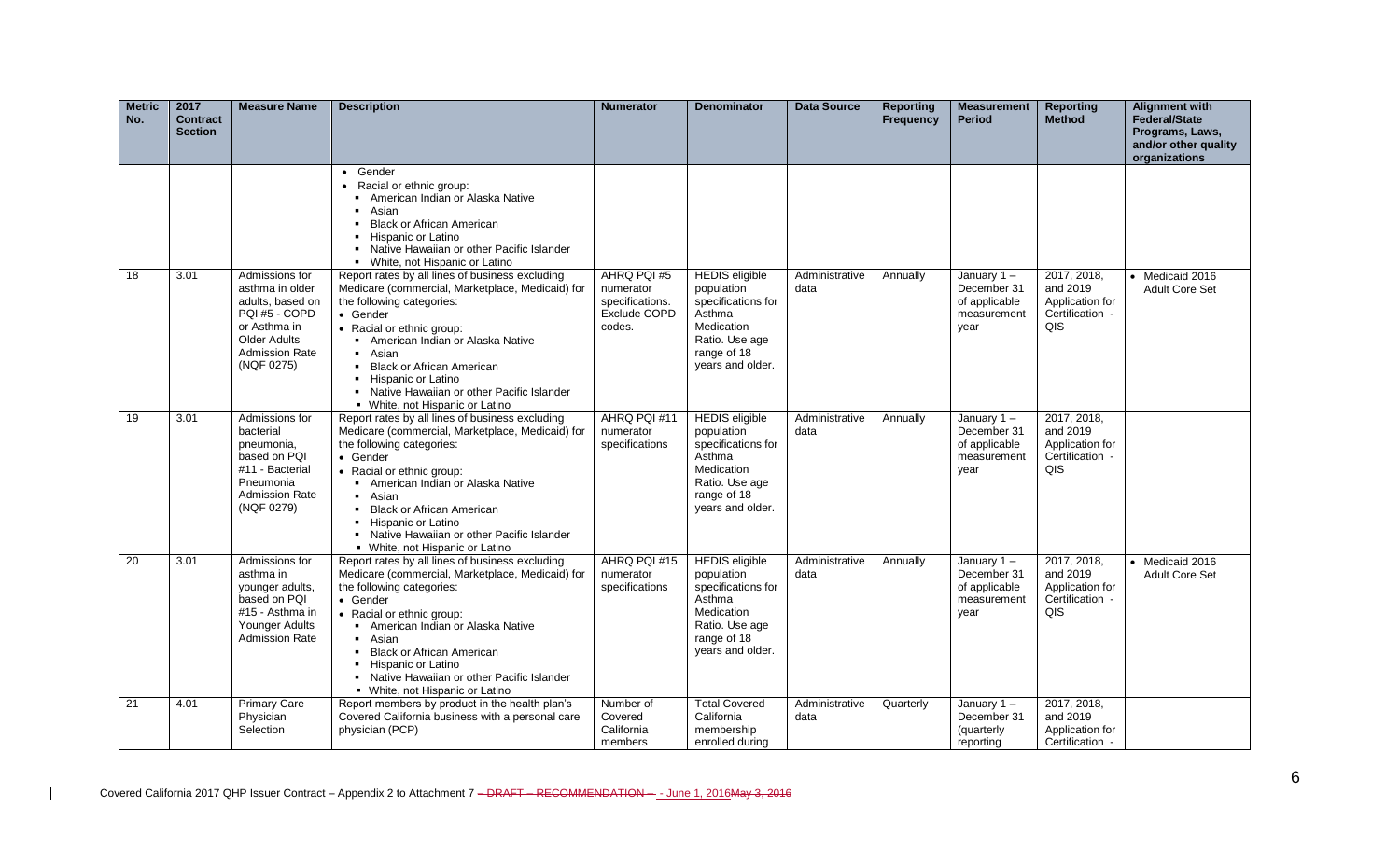| Metric No. | 2017 Contract Section | Measure Name | Description | Numerator | Denominator | Data Source | Reporting Frequency | Measurement Period | Reporting Method | Alignment with Federal/State Programs, Laws, and/or other quality organizations |
|---|---|---|---|---|---|---|---|---|---|---|
| | | | • Gender<br>• Racial or ethnic group:<br>▪ American Indian or Alaska Native<br>▪ Asian<br>▪ Black or African American<br>▪ Hispanic or Latino<br>▪ Native Hawaiian or other Pacific Islander<br>▪ White, not Hispanic or Latino | | | | | | | |
| 18 | 3.01 | Admissions for asthma in older adults, based on PQI #5 - COPD or Asthma in Older Adults Admission Rate (NQF 0275) | Report rates by all lines of business excluding Medicare (commercial, Marketplace, Medicaid) for the following categories:<br>• Gender<br>• Racial or ethnic group:<br>▪ American Indian or Alaska Native<br>▪ Asian<br>▪ Black or African American<br>▪ Hispanic or Latino<br>▪ Native Hawaiian or other Pacific Islander<br>▪ White, not Hispanic or Latino | AHRQ PQI #5 numerator specifications. Exclude COPD codes. | HEDIS eligible population specifications for Asthma Medication Ratio. Use age range of 18 years and older. | Administrative data | Annually | January 1 – December 31 of applicable measurement year | 2017, 2018, and 2019 Application for Certification - QIS | • Medicaid 2016 Adult Core Set |
| 19 | 3.01 | Admissions for bacterial pneumonia, based on PQI #11 - Bacterial Pneumonia Admission Rate (NQF 0279) | Report rates by all lines of business excluding Medicare (commercial, Marketplace, Medicaid) for the following categories:<br>• Gender<br>• Racial or ethnic group:<br>▪ American Indian or Alaska Native<br>▪ Asian<br>▪ Black or African American<br>▪ Hispanic or Latino<br>▪ Native Hawaiian or other Pacific Islander<br>▪ White, not Hispanic or Latino | AHRQ PQI #11 numerator specifications | HEDIS eligible population specifications for Asthma Medication Ratio. Use age range of 18 years and older. | Administrative data | Annually | January 1 – December 31 of applicable measurement year | 2017, 2018, and 2019 Application for Certification - QIS | |
| 20 | 3.01 | Admissions for asthma in younger adults, based on PQI #15 - Asthma in Younger Adults Admission Rate | Report rates by all lines of business excluding Medicare (commercial, Marketplace, Medicaid) for the following categories:<br>• Gender<br>• Racial or ethnic group:<br>▪ American Indian or Alaska Native<br>▪ Asian<br>▪ Black or African American<br>▪ Hispanic or Latino<br>▪ Native Hawaiian or other Pacific Islander<br>▪ White, not Hispanic or Latino | AHRQ PQI #15 numerator specifications | HEDIS eligible population specifications for Asthma Medication Ratio. Use age range of 18 years and older. | Administrative data | Annually | January 1 – December 31 of applicable measurement year | 2017, 2018, and 2019 Application for Certification - QIS | • Medicaid 2016 Adult Core Set |
| 21 | 4.01 | Primary Care Physician Selection | Report members by product in the health plan's Covered California business with a personal care physician (PCP) | Number of Covered California members | Total Covered California membership enrolled during | Administrative data | Quarterly | January 1 – December 31 (quarterly reporting | 2017, 2018, and 2019 Application for Certification - | |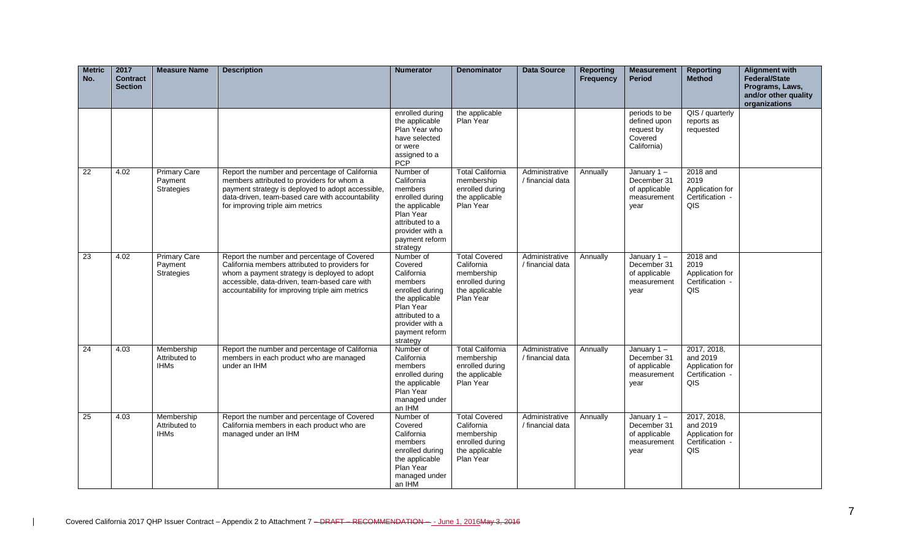| Metric No. | 2017 Contract Section | Measure Name | Description | Numerator | Denominator | Data Source | Reporting Frequency | Measurement Period | Reporting Method | Alignment with Federal/State Programs, Laws, and/or other quality organizations |
|---|---|---|---|---|---|---|---|---|---|---|
| | | | | enrolled during the applicable Plan Year who have selected or were assigned to a PCP | the applicable Plan Year | | | periods to be defined upon request by Covered California) | QIS / quarterly reports as requested | |
| 22 | 4.02 | Primary Care Payment Strategies | Report the number and percentage of California members attributed to providers for whom a payment strategy is deployed to adopt accessible, data-driven, team-based care with accountability for improving triple aim metrics | Number of California members enrolled during the applicable Plan Year attributed to a provider with a payment reform strategy | Total California membership enrolled during the applicable Plan Year | Administrative / financial data | Annually | January 1 – December 31 of applicable measurement year | 2018 and 2019 Application for Certification - QIS | |
| 23 | 4.02 | Primary Care Payment Strategies | Report the number and percentage of Covered California members attributed to providers for whom a payment strategy is deployed to adopt accessible, data-driven, team-based care with accountability for improving triple aim metrics | Number of Covered California members enrolled during the applicable Plan Year attributed to a provider with a payment reform strategy | Total Covered California membership enrolled during the applicable Plan Year | Administrative / financial data | Annually | January 1 – December 31 of applicable measurement year | 2018 and 2019 Application for Certification - QIS | |
| 24 | 4.03 | Membership Attributed to IHMs | Report the number and percentage of California members in each product who are managed under an IHM | Number of California members enrolled during the applicable Plan Year managed under an IHM | Total California membership enrolled during the applicable Plan Year | Administrative / financial data | Annually | January 1 – December 31 of applicable measurement year | 2017, 2018, and 2019 Application for Certification - QIS | |
| 25 | 4.03 | Membership Attributed to IHMs | Report the number and percentage of Covered California members in each product who are managed under an IHM | Number of Covered California members enrolled during the applicable Plan Year managed under an IHM | Total Covered California membership enrolled during the applicable Plan Year | Administrative / financial data | Annually | January 1 – December 31 of applicable measurement year | 2017, 2018, and 2019 Application for Certification - QIS | |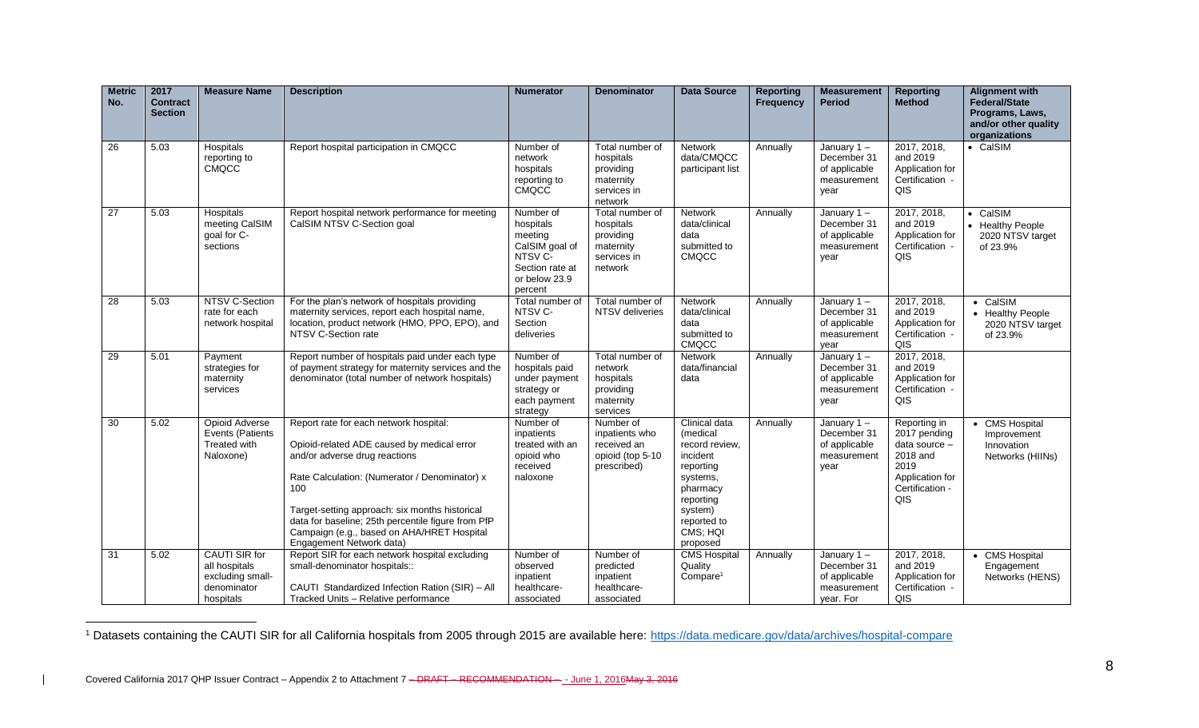| Metric No. | 2017 Contract Section | Measure Name | Description | Numerator | Denominator | Data Source | Reporting Frequency | Measurement Period | Reporting Method | Alignment with Federal/State Programs, Laws, and/or other quality organizations |
|---|---|---|---|---|---|---|---|---|---|---|
| 26 | 5.03 | Hospitals reporting to CMQCC | Report hospital participation in CMQCC | Number of network hospitals reporting to CMQCC | Total number of hospitals providing maternity services in network | Network data/CMQCC participant list | Annually | January 1 – December 31 of applicable measurement year | 2017, 2018, and 2019 Application for Certification - QIS | • CalSIM |
| 27 | 5.03 | Hospitals meeting CalSIM goal for C-sections | Report hospital network performance for meeting CalSIM NTSV C-Section goal | Number of hospitals meeting CalSIM goal of NTSV C-Section rate at or below 23.9 percent | Total number of hospitals providing maternity services in network | Network data/clinical data submitted to CMQCC | Annually | January 1 – December 31 of applicable measurement year | 2017, 2018, and 2019 Application for Certification - QIS | • CalSIM<br>• Healthy People 2020 NTSV target of 23.9% |
| 28 | 5.03 | NTSV C-Section rate for each network hospital | For the plan's network of hospitals providing maternity services, report each hospital name, location, product network (HMO, PPO, EPO), and NTSV C-Section rate | Total number of NTSV C-Section deliveries | Total number of NTSV deliveries | Network data/clinical data submitted to CMQCC | Annually | January 1 – December 31 of applicable measurement year | 2017, 2018, and 2019 Application for Certification - QIS | • CalSIM<br>• Healthy People 2020 NTSV target of 23.9% |
| 29 | 5.01 | Payment strategies for maternity services | Report number of hospitals paid under each type of payment strategy for maternity services and the denominator (total number of network hospitals) | Number of hospitals paid under payment strategy or each payment strategy | Total number of network hospitals providing maternity services | Network data/financial data | Annually | January 1 – December 31 of applicable measurement year | 2017, 2018, and 2019 Application for Certification - QIS | |
| 30 | 5.02 | Opioid Adverse Events (Patients Treated with Naloxone) | Report rate for each network hospital:<br><br>Opioid-related ADE caused by medical error and/or adverse drug reactions<br><br>Rate Calculation: (Numerator / Denominator) x 100<br><br>Target-setting approach: six months historical data for baseline; 25th percentile figure from PfP Campaign (e.g., based on AHA/HRET Hospital Engagement Network data) | Number of inpatients treated with an opioid who received naloxone | Number of inpatients who received an opioid (top 5-10 prescribed) | Clinical data (medical record review, incident reporting systems, pharmacy reporting system) reported to CMS; HQI proposed | Annually | January 1 – December 31 of applicable measurement year | Reporting in 2017 pending data source – 2018 and 2019 Application for Certification - QIS | • CMS Hospital Improvement Innovation Networks (HIINs) |
| 31 | 5.02 | CAUTI SIR for all hospitals excluding small-denominator hospitals | Report SIR for each network hospital excluding small-denominator hospitals::<br><br>CAUTI Standardized Infection Ration (SIR) – All Tracked Units – Relative performance | Number of observed inpatient healthcare-associated | Number of predicted inpatient healthcare-associated | CMS Hospital Quality Compare[1] | Annually | January 1 – December 31 of applicable measurement year. For | 2017, 2018, and 2019 Application for Certification - QIS | • CMS Hospital Engagement Networks (HENS) |

[1] Datasets containing the CAUTI SIR for all California hospitals from 2005 through 2015 are available here: https://data.medicare.gov/data/archives/hospital-compare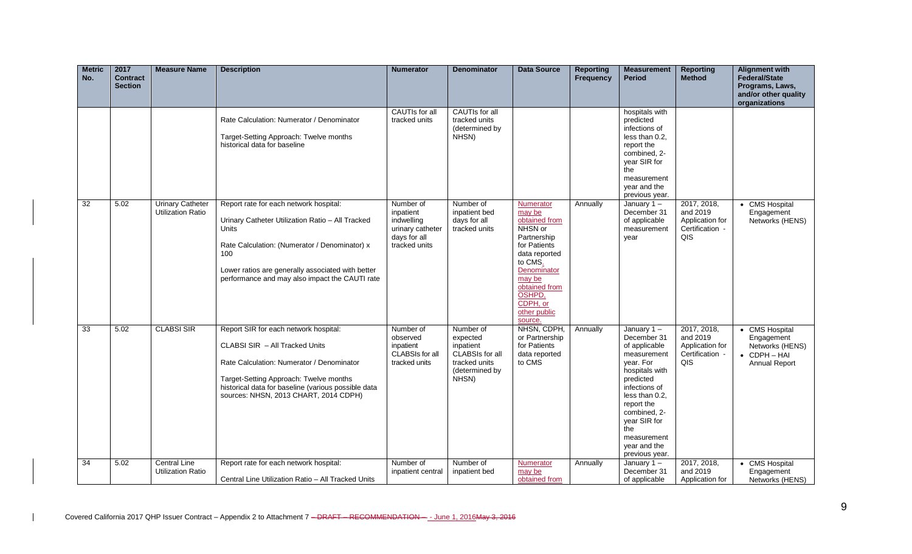| Metric No. | 2017 Contract Section | Measure Name | Description | Numerator | Denominator | Data Source | Reporting Frequency | Measurement Period | Reporting Method | Alignment with Federal/State Programs, Laws, and/or other quality organizations |
|---|---|---|---|---|---|---|---|---|---|---|
| | | | Rate Calculation: Numerator / Denominator<br><br>Target-Setting Approach: Twelve months historical data for baseline | CAUTIs for all tracked units | CAUTIs for all tracked units (determined by NHSN) | | | hospitals with predicted infections of less than 0.2, report the combined, 2-year SIR for the measurement year and the previous year. | | |
| 32 | 5.02 | Urinary Catheter Utilization Ratio | Report rate for each network hospital:<br><br>Urinary Catheter Utilization Ratio – All Tracked Units<br><br>Rate Calculation: (Numerator / Denominator) x 100<br><br>Lower ratios are generally associated with better performance and may also impact the CAUTI rate | Number of inpatient indwelling urinary catheter days for all tracked units | Number of inpatient bed days for all tracked units | Numerator may be obtained from NHSN or Partnership for Patients data reported to CMS. Denominator may be obtained from OSHPD, CDPH, or other public source. | Annually | January 1 – December 31 of applicable measurement year | 2017, 2018, and 2019 Application for Certification - QIS | • CMS Hospital Engagement Networks (HENS) |
| 33 | 5.02 | CLABSI SIR | Report SIR for each network hospital:<br><br>CLABSI SIR – All Tracked Units<br><br>Rate Calculation: Numerator / Denominator<br><br>Target-Setting Approach: Twelve months historical data for baseline (various possible data sources: NHSN, 2013 CHART, 2014 CDPH) | Number of observed inpatient CLABSIs for all tracked units | Number of expected inpatient CLABSIs for all tracked units (determined by NHSN) | NHSN, CDPH, or Partnership for Patients data reported to CMS | Annually | January 1 – December 31 of applicable measurement year. For hospitals with predicted infections of less than 0.2, report the combined, 2-year SIR for the measurement year and the previous year. | 2017, 2018, and 2019 Application for Certification - QIS | • CMS Hospital Engagement Networks (HENS)<br>• CDPH – HAI Annual Report |
| 34 | 5.02 | Central Line Utilization Ratio | Report rate for each network hospital:<br><br>Central Line Utilization Ratio – All Tracked Units | Number of inpatient central | Number of inpatient bed | Numerator may be obtained from | Annually | January 1 – December 31 of applicable | 2017, 2018, and 2019 Application for | • CMS Hospital Engagement Networks (HENS) |

Covered California 2017 QHP Issuer Contract – Appendix 2 to Attachment 7 – DRAFT – RECOMMENDATION – - June 1, 2016May 3, 2016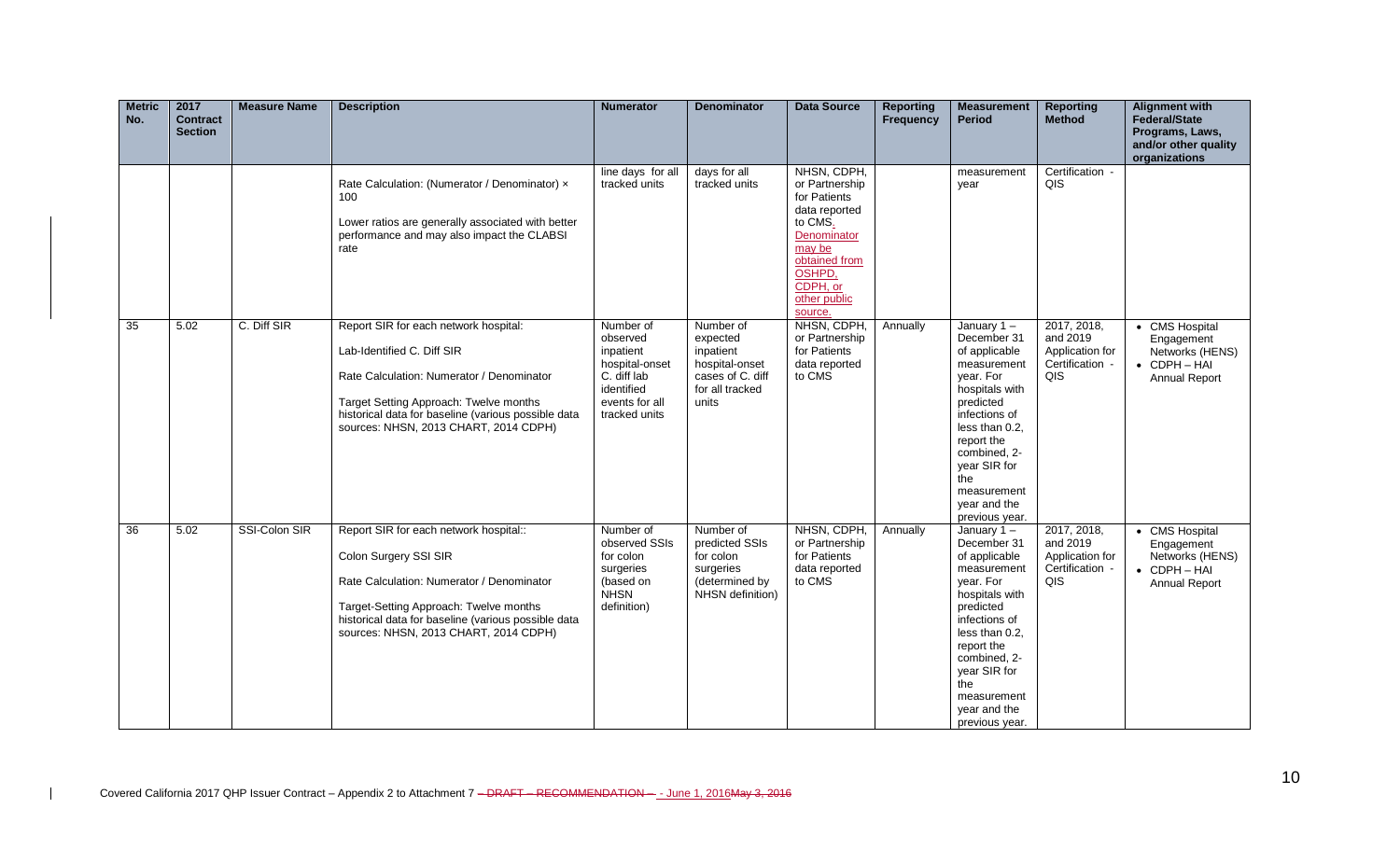| Metric No. | 2017 Contract Section | Measure Name | Description | Numerator | Denominator | Data Source | Reporting Frequency | Measurement Period | Reporting Method | Alignment with Federal/State Programs, Laws, and/or other quality organizations |
|---|---|---|---|---|---|---|---|---|---|---|
| | | | Rate Calculation: (Numerator / Denominator) × 100<br><br>Lower ratios are generally associated with better performance and may also impact the CLABSI rate | line days for all tracked units | days for all tracked units | NHSN, CDPH, or Partnership for Patients data reported to CMS. Denominator may be obtained from OSHPD, CDPH, or other public source. | | measurement year | Certification - QIS | |
| 35 | 5.02 | C. Diff SIR | Report SIR for each network hospital:<br><br>Lab-Identified C. Diff SIR<br><br>Rate Calculation: Numerator / Denominator<br><br>Target Setting Approach: Twelve months historical data for baseline (various possible data sources: NHSN, 2013 CHART, 2014 CDPH) | Number of observed inpatient hospital-onset C. diff lab identified events for all tracked units | Number of expected inpatient hospital-onset cases of C. diff for all tracked units | NHSN, CDPH, or Partnership for Patients data reported to CMS | Annually | January 1 – December 31 of applicable measurement year. For hospitals with predicted infections of less than 0.2, report the combined, 2-year SIR for the measurement year and the previous year. | 2017, 2018, and 2019 Application for Certification - QIS | • CMS Hospital Engagement Networks (HENS)<br>• CDPH – HAI Annual Report |
| 36 | 5.02 | SSI-Colon SIR | Report SIR for each network hospital::<br><br>Colon Surgery SSI SIR<br><br>Rate Calculation: Numerator / Denominator<br><br>Target-Setting Approach: Twelve months historical data for baseline (various possible data sources: NHSN, 2013 CHART, 2014 CDPH) | Number of observed SSIs for colon surgeries (based on NHSN definition) | Number of predicted SSIs for colon surgeries (determined by NHSN definition) | NHSN, CDPH, or Partnership for Patients data reported to CMS | Annually | January 1 – December 31 of applicable measurement year. For hospitals with predicted infections of less than 0.2, report the combined, 2-year SIR for the measurement year and the previous year. | 2017, 2018, and 2019 Application for Certification - QIS | • CMS Hospital Engagement Networks (HENS)<br>• CDPH – HAI Annual Report |

Covered California 2017 QHP Issuer Contract – Appendix 2 to Attachment 7 – DRAFT – RECOMMENDATION – - June 1, 2016May 3, 2016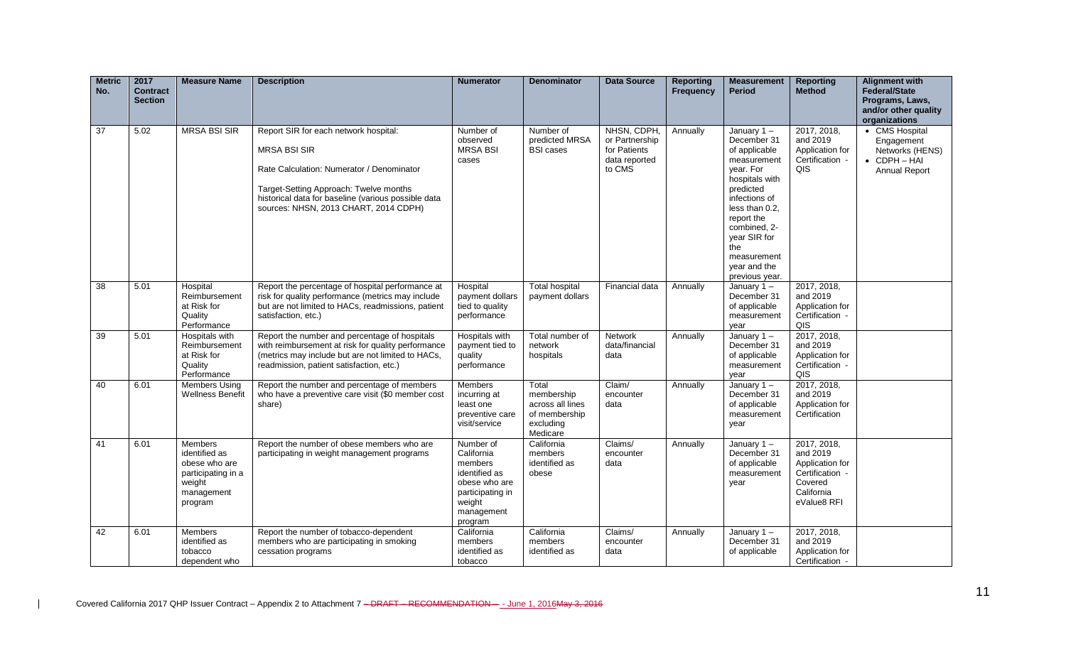| Metric No. | 2017 Contract Section | Measure Name | Description | Numerator | Denominator | Data Source | Reporting Frequency | Measurement Period | Reporting Method | Alignment with Federal/State Programs, Laws, and/or other quality organizations |
|---|---|---|---|---|---|---|---|---|---|---|
| 37 | 5.02 | MRSA BSI SIR | Report SIR for each network hospital:<br><br>MRSA BSI SIR<br><br>Rate Calculation: Numerator / Denominator<br><br>Target-Setting Approach: Twelve months historical data for baseline (various possible data sources: NHSN, 2013 CHART, 2014 CDPH) | Number of observed MRSA BSI cases | Number of predicted MRSA BSI cases | NHSN, CDPH, or Partnership for Patients data reported to CMS | Annually | January 1 – December 31 of applicable measurement year. For hospitals with predicted infections of less than 0.2, report the combined, 2-year SIR for the measurement year and the previous year. | 2017, 2018, and 2019 Application for Certification - QIS | • CMS Hospital Engagement Networks (HENS)<br>• CDPH – HAI Annual Report |
| 38 | 5.01 | Hospital Reimbursement at Risk for Quality Performance | Report the percentage of hospital performance at risk for quality performance (metrics may include but are not limited to HACs, readmissions, patient satisfaction, etc.) | Hospital payment dollars tied to quality performance | Total hospital payment dollars | Financial data | Annually | January 1 – December 31 of applicable measurement year | 2017, 2018, and 2019 Application for Certification - QIS | |
| 39 | 5.01 | Hospitals with Reimbursement at Risk for Quality Performance | Report the number and percentage of hospitals with reimbursement at risk for quality performance (metrics may include but are not limited to HACs, readmission, patient satisfaction, etc.) | Hospitals with payment tied to quality performance | Total number of network hospitals | Network data/financial data | Annually | January 1 – December 31 of applicable measurement year | 2017, 2018, and 2019 Application for Certification - QIS | |
| 40 | 6.01 | Members Using Wellness Benefit | Report the number and percentage of members who have a preventive care visit ($0 member cost share) | Members incurring at least one preventive care visit/service | Total membership across all lines of membership excluding Medicare | Claim/ encounter data | Annually | January 1 – December 31 of applicable measurement year | 2017, 2018, and 2019 Application for Certification | |
| 41 | 6.01 | Members identified as obese who are participating in a weight management program | Report the number of obese members who are participating in weight management programs | Number of California members identified as obese who are participating in weight management program | California members identified as obese | Claims/ encounter data | Annually | January 1 – December 31 of applicable measurement year | 2017, 2018, and 2019 Application for Certification - Covered California eValue8 RFI | |
| 42 | 6.01 | Members identified as tobacco dependent who | Report the number of tobacco-dependent members who are participating in smoking cessation programs | California members identified as tobacco | California members identified as | Claims/ encounter data | Annually | January 1 – December 31 of applicable | 2017, 2018, and 2019 Application for Certification - | |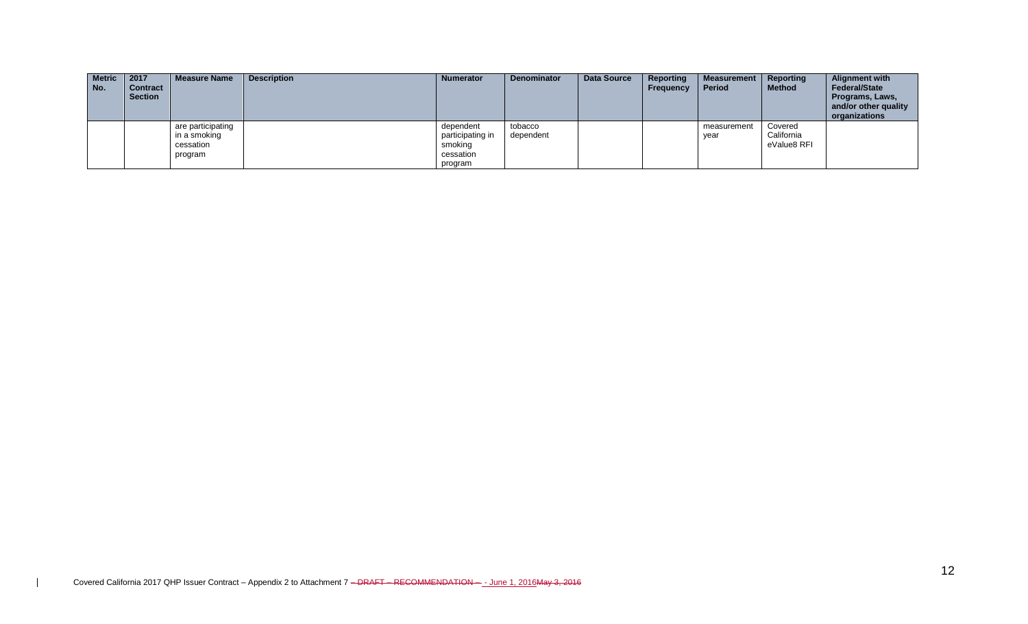| Metric No. | 2017 Contract Section | Measure Name | Description | Numerator | Denominator | Data Source | Reporting Frequency | Measurement Period | Reporting Method | Alignment with Federal/State Programs, Laws, and/or other quality organizations |
|---|---|---|---|---|---|---|---|---|---|---|
| | | are participating in a smoking cessation program | | dependent participating in smoking cessation program | tobacco dependent | | | measurement year | Covered California eValue8 RFI | |